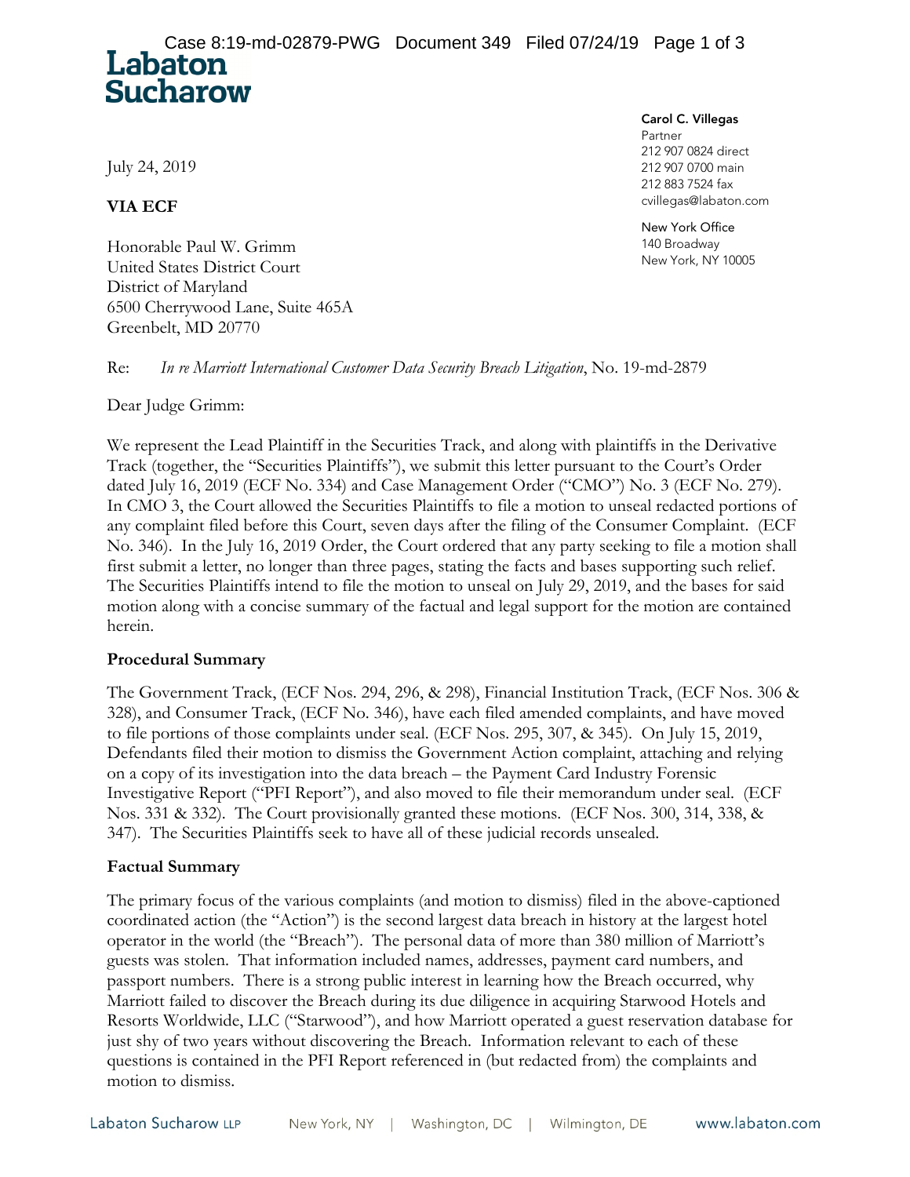**Labaton Sucharow**

**Carol C. Villegas**
Partner
212 907 0824 direct
212 907 0700 main
212 883 7524 fax
cvillegas@labaton.com

New York Office
140 Broadway
New York, NY 10005

July 24, 2019

**VIA ECF**

Honorable Paul W. Grimm
United States District Court
District of Maryland
6500 Cherrywood Lane, Suite 465A
Greenbelt, MD 20770

Re: *In re Marriott International Customer Data Security Breach Litigation*, No. 19-md-2879

Dear Judge Grimm:

We represent the Lead Plaintiff in the Securities Track, and along with plaintiffs in the Derivative Track (together, the "Securities Plaintiffs"), we submit this letter pursuant to the Court's Order dated July 16, 2019 (ECF No. 334) and Case Management Order ("CMO") No. 3 (ECF No. 279). In CMO 3, the Court allowed the Securities Plaintiffs to file a motion to unseal redacted portions of any complaint filed before this Court, seven days after the filing of the Consumer Complaint. (ECF No. 346). In the July 16, 2019 Order, the Court ordered that any party seeking to file a motion shall first submit a letter, no longer than three pages, stating the facts and bases supporting such relief. The Securities Plaintiffs intend to file the motion to unseal on July 29, 2019, and the bases for said motion along with a concise summary of the factual and legal support for the motion are contained herein.

**Procedural Summary**

The Government Track, (ECF Nos. 294, 296, & 298), Financial Institution Track, (ECF Nos. 306 & 328), and Consumer Track, (ECF No. 346), have each filed amended complaints, and have moved to file portions of those complaints under seal. (ECF Nos. 295, 307, & 345). On July 15, 2019, Defendants filed their motion to dismiss the Government Action complaint, attaching and relying on a copy of its investigation into the data breach – the Payment Card Industry Forensic Investigative Report ("PFI Report"), and also moved to file their memorandum under seal. (ECF Nos. 331 & 332). The Court provisionally granted these motions. (ECF Nos. 300, 314, 338, & 347). The Securities Plaintiffs seek to have all of these judicial records unsealed.

**Factual Summary**

The primary focus of the various complaints (and motion to dismiss) filed in the above-captioned coordinated action (the "Action") is the second largest data breach in history at the largest hotel operator in the world (the "Breach"). The personal data of more than 380 million of Marriott's guests was stolen. That information included names, addresses, payment card numbers, and passport numbers. There is a strong public interest in learning how the Breach occurred, why Marriott failed to discover the Breach during its due diligence in acquiring Starwood Hotels and Resorts Worldwide, LLC ("Starwood"), and how Marriott operated a guest reservation database for just shy of two years without discovering the Breach. Information relevant to each of these questions is contained in the PFI Report referenced in (but redacted from) the complaints and motion to dismiss.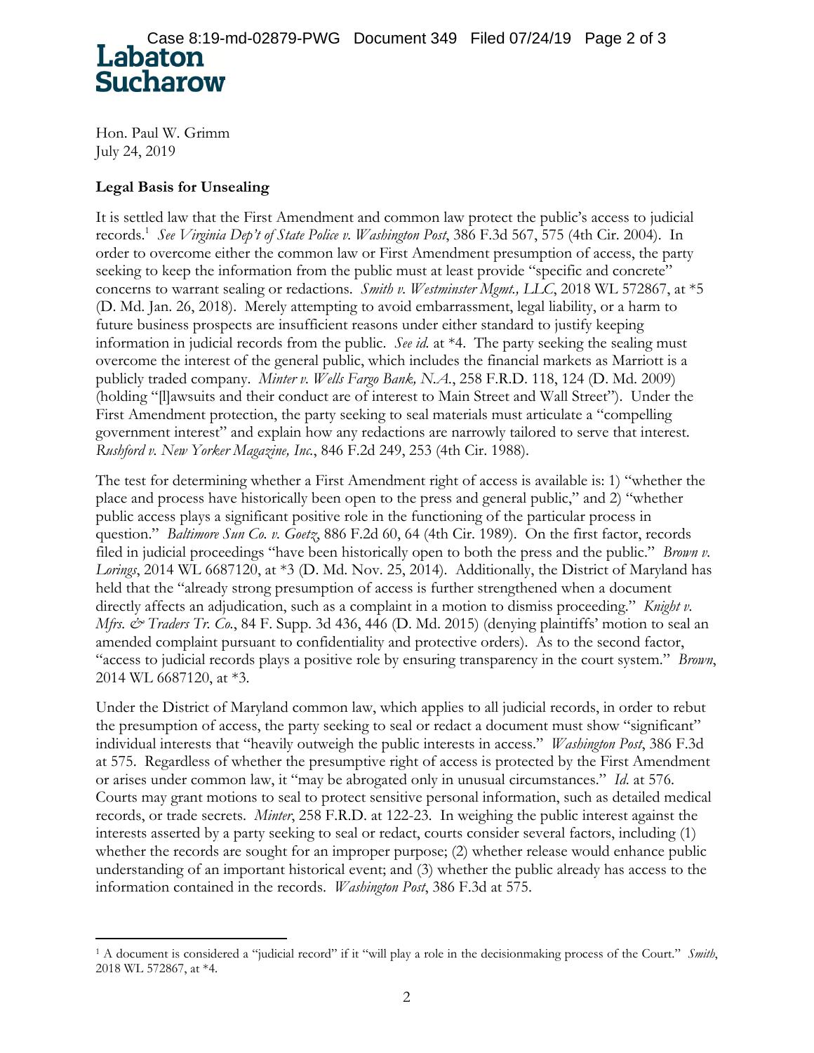Hon. Paul W. Grimm
July 24, 2019

**Legal Basis for Unsealing**

It is settled law that the First Amendment and common law protect the public's access to judicial records.[1] *See Virginia Dep't of State Police v. Washington Post*, 386 F.3d 567, 575 (4th Cir. 2004). In order to overcome either the common law or First Amendment presumption of access, the party seeking to keep the information from the public must at least provide "specific and concrete" concerns to warrant sealing or redactions. *Smith v. Westminster Mgmt., LLC*, 2018 WL 572867, at *5 (D. Md. Jan. 26, 2018). Merely attempting to avoid embarrassment, legal liability, or a harm to future business prospects are insufficient reasons under either standard to justify keeping information in judicial records from the public. *See id.* at *4. The party seeking the sealing must overcome the interest of the general public, which includes the financial markets as Marriott is a publicly traded company. *Minter v. Wells Fargo Bank, N.A.*, 258 F.R.D. 118, 124 (D. Md. 2009) (holding "[l]awsuits and their conduct are of interest to Main Street and Wall Street"). Under the First Amendment protection, the party seeking to seal materials must articulate a "compelling government interest" and explain how any redactions are narrowly tailored to serve that interest. *Rushford v. New Yorker Magazine, Inc.*, 846 F.2d 249, 253 (4th Cir. 1988).

The test for determining whether a First Amendment right of access is available is: 1) "whether the place and process have historically been open to the press and general public," and 2) "whether public access plays a significant positive role in the functioning of the particular process in question." *Baltimore Sun Co. v. Goetz*, 886 F.2d 60, 64 (4th Cir. 1989). On the first factor, records filed in judicial proceedings "have been historically open to both the press and the public." *Brown v. Lorings*, 2014 WL 6687120, at *3 (D. Md. Nov. 25, 2014). Additionally, the District of Maryland has held that the "already strong presumption of access is further strengthened when a document directly affects an adjudication, such as a complaint in a motion to dismiss proceeding." *Knight v. Mfrs. & Traders Tr. Co.*, 84 F. Supp. 3d 436, 446 (D. Md. 2015) (denying plaintiffs' motion to seal an amended complaint pursuant to confidentiality and protective orders). As to the second factor, "access to judicial records plays a positive role by ensuring transparency in the court system." *Brown*, 2014 WL 6687120, at *3.

Under the District of Maryland common law, which applies to all judicial records, in order to rebut the presumption of access, the party seeking to seal or redact a document must show "significant" individual interests that "heavily outweigh the public interests in access." *Washington Post*, 386 F.3d at 575. Regardless of whether the presumptive right of access is protected by the First Amendment or arises under common law, it "may be abrogated only in unusual circumstances." *Id.* at 576. Courts may grant motions to seal to protect sensitive personal information, such as detailed medical records, or trade secrets. *Minter*, 258 F.R.D. at 122-23. In weighing the public interest against the interests asserted by a party seeking to seal or redact, courts consider several factors, including (1) whether the records are sought for an improper purpose; (2) whether release would enhance public understanding of an important historical event; and (3) whether the public already has access to the information contained in the records. *Washington Post*, 386 F.3d at 575.

[1] A document is considered a "judicial record" if it "will play a role in the decisionmaking process of the Court." *Smith*, 2018 WL 572867, at *4.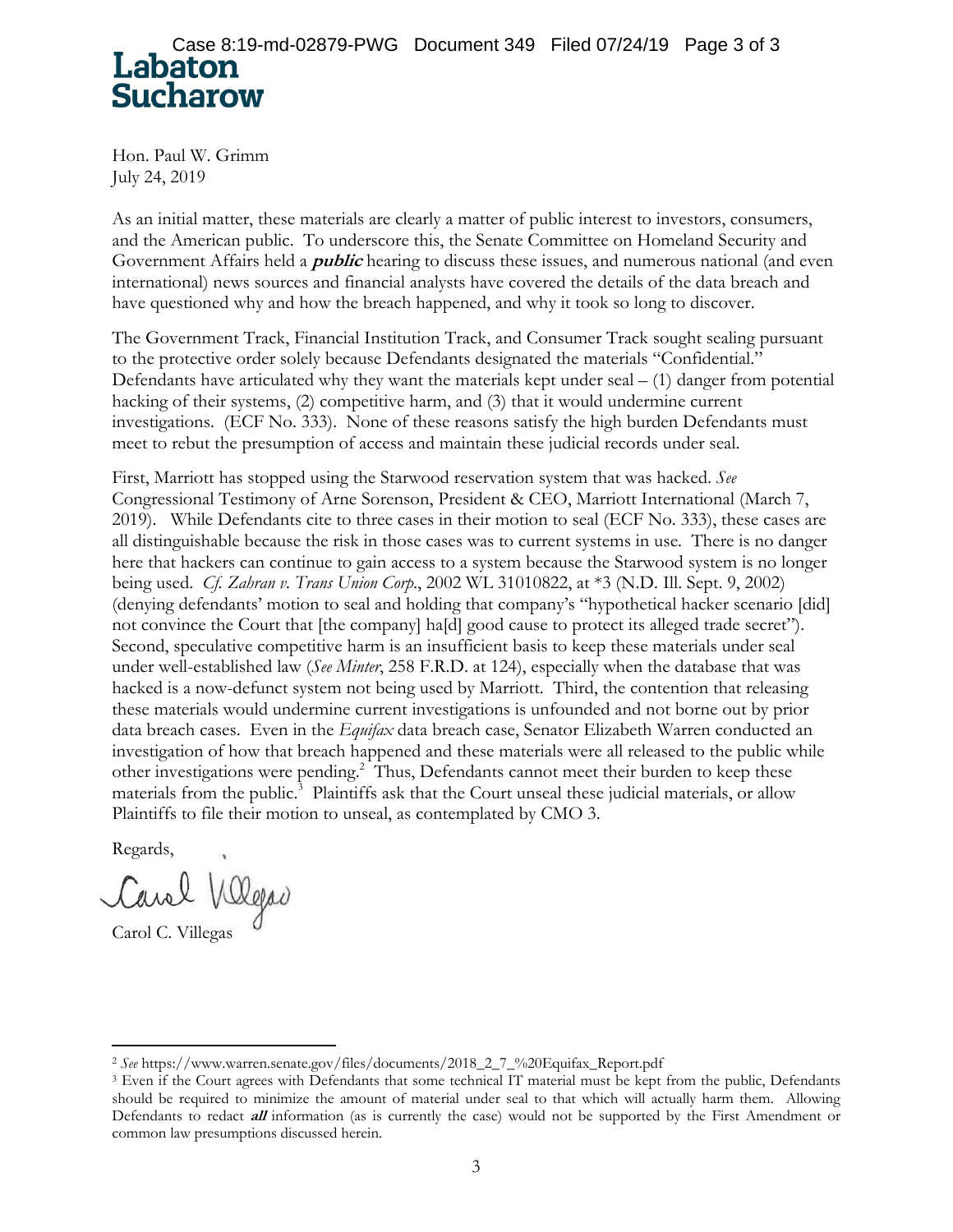Labaton Sucharow

Hon. Paul W. Grimm
July 24, 2019

As an initial matter, these materials are clearly a matter of public interest to investors, consumers, and the American public. To underscore this, the Senate Committee on Homeland Security and Government Affairs held a ***public*** hearing to discuss these issues, and numerous national (and even international) news sources and financial analysts have covered the details of the data breach and have questioned why and how the breach happened, and why it took so long to discover.

The Government Track, Financial Institution Track, and Consumer Track sought sealing pursuant to the protective order solely because Defendants designated the materials "Confidential." Defendants have articulated why they want the materials kept under seal – (1) danger from potential hacking of their systems, (2) competitive harm, and (3) that it would undermine current investigations. (ECF No. 333). None of these reasons satisfy the high burden Defendants must meet to rebut the presumption of access and maintain these judicial records under seal.

First, Marriott has stopped using the Starwood reservation system that was hacked. *See* Congressional Testimony of Arne Sorenson, President & CEO, Marriott International (March 7, 2019). While Defendants cite to three cases in their motion to seal (ECF No. 333), these cases are all distinguishable because the risk in those cases was to current systems in use. There is no danger here that hackers can continue to gain access to a system because the Starwood system is no longer being used. *Cf. Zahran v. Trans Union Corp.*, 2002 WL 31010822, at *3 (N.D. Ill. Sept. 9, 2002) (denying defendants' motion to seal and holding that company's "hypothetical hacker scenario [did] not convince the Court that [the company] ha[d] good cause to protect its alleged trade secret"). Second, speculative competitive harm is an insufficient basis to keep these materials under seal under well-established law (*See Minter*, 258 F.R.D. at 124), especially when the database that was hacked is a now-defunct system not being used by Marriott. Third, the contention that releasing these materials would undermine current investigations is unfounded and not borne out by prior data breach cases. Even in the *Equifax* data breach case, Senator Elizabeth Warren conducted an investigation of how that breach happened and these materials were all released to the public while other investigations were pending.[2] Thus, Defendants cannot meet their burden to keep these materials from the public.[3] Plaintiffs ask that the Court unseal these judicial materials, or allow Plaintiffs to file their motion to unseal, as contemplated by CMO 3.

Regards,

Carol C. Villegas

---

[2] *See* https://www.warren.senate.gov/files/documents/2018_2_7_%20Equifax_Report.pdf

[3] Even if the Court agrees with Defendants that some technical IT material must be kept from the public, Defendants should be required to minimize the amount of material under seal to that which will actually harm them. Allowing Defendants to redact ***all*** information (as is currently the case) would not be supported by the First Amendment or common law presumptions discussed herein.